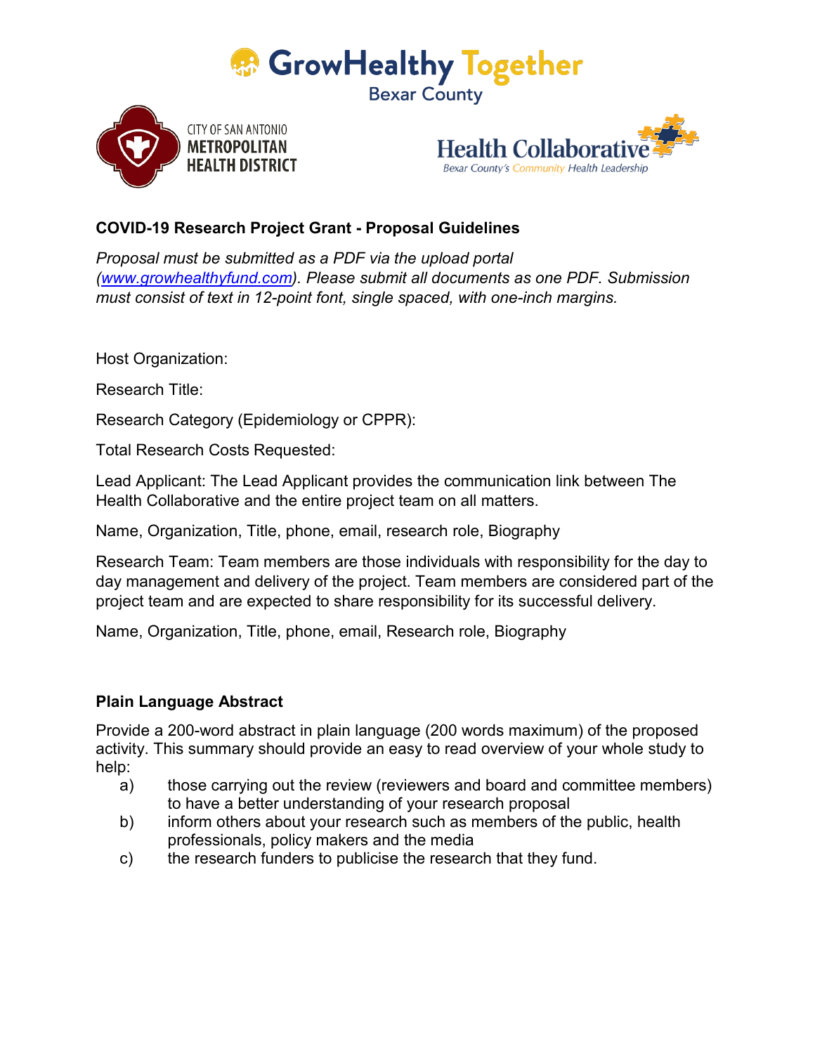GrowHealthy Together
Bexar County

CITY OF SAN ANTONIO
METROPOLITAN HEALTH DISTRICT

Health Collaborative
Bexar County's Community Health Leadership

## COVID-19 Research Project Grant - Proposal Guidelines

*Proposal must be submitted as a PDF via the upload portal ([www.growhealthyfund.com](www.growhealthyfund.com)). Please submit all documents as one PDF. Submission must consist of text in 12-point font, single spaced, with one-inch margins.*

Host Organization:

Research Title:

Research Category (Epidemiology or CPPR):

Total Research Costs Requested:

Lead Applicant: The Lead Applicant provides the communication link between The Health Collaborative and the entire project team on all matters.

Name, Organization, Title, phone, email, research role, Biography

Research Team: Team members are those individuals with responsibility for the day to day management and delivery of the project. Team members are considered part of the project team and are expected to share responsibility for its successful delivery.

Name, Organization, Title, phone, email, Research role, Biography

### Plain Language Abstract

Provide a 200-word abstract in plain language (200 words maximum) of the proposed activity. This summary should provide an easy to read overview of your whole study to help:

a) those carrying out the review (reviewers and board and committee members) to have a better understanding of your research proposal
b) inform others about your research such as members of the public, health professionals, policy makers and the media
c) the research funders to publicise the research that they fund.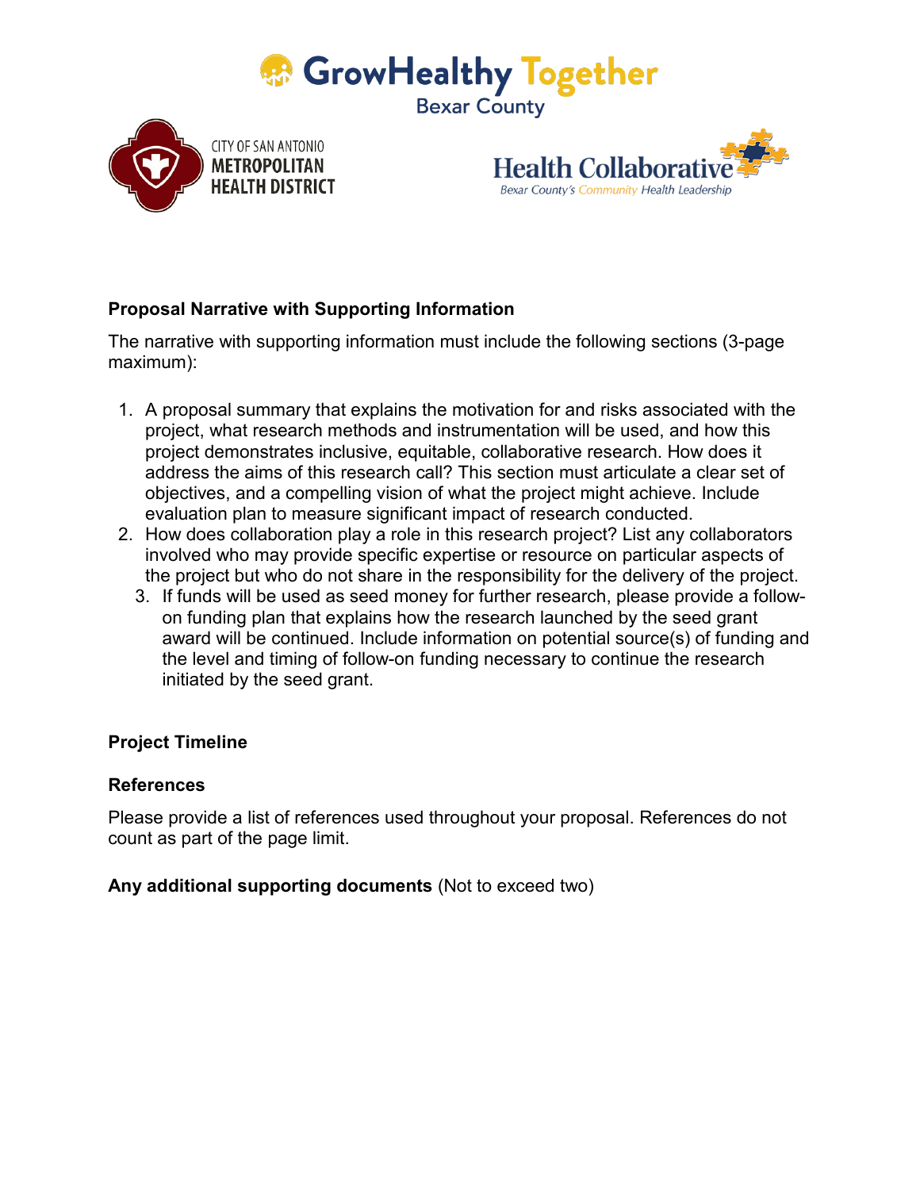**Proposal Narrative with Supporting Information**

The narrative with supporting information must include the following sections (3-page maximum):

1. A proposal summary that explains the motivation for and risks associated with the project, what research methods and instrumentation will be used, and how this project demonstrates inclusive, equitable, collaborative research. How does it address the aims of this research call? This section must articulate a clear set of objectives, and a compelling vision of what the project might achieve. Include evaluation plan to measure significant impact of research conducted.
2. How does collaboration play a role in this research project? List any collaborators involved who may provide specific expertise or resource on particular aspects of the project but who do not share in the responsibility for the delivery of the project.
3. If funds will be used as seed money for further research, please provide a follow-on funding plan that explains how the research launched by the seed grant award will be continued. Include information on potential source(s) of funding and the level and timing of follow-on funding necessary to continue the research initiated by the seed grant.

**Project Timeline**

**References**

Please provide a list of references used throughout your proposal. References do not count as part of the page limit.

**Any additional supporting documents** (Not to exceed two)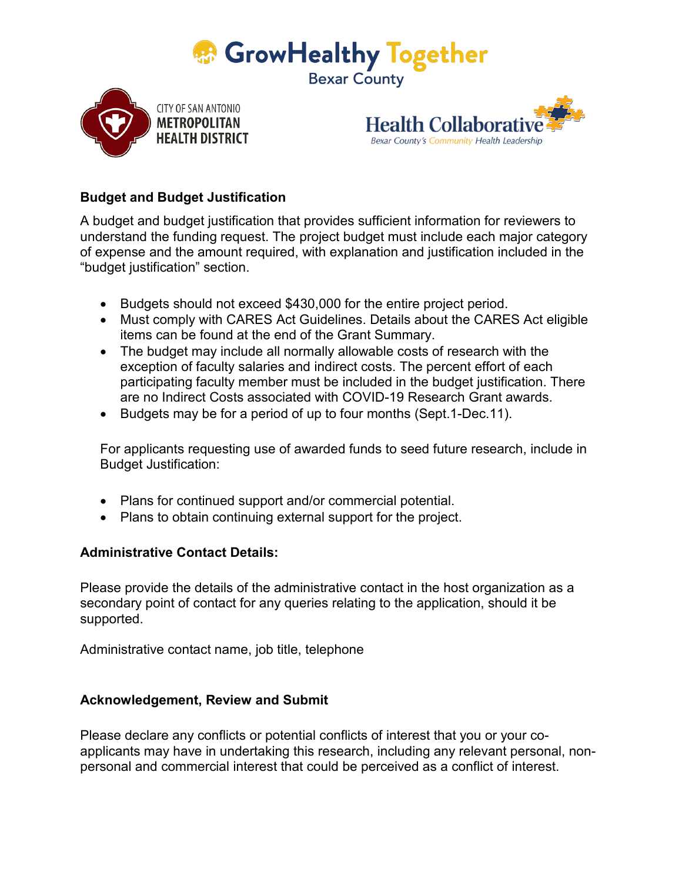**Budget and Budget Justification**

A budget and budget justification that provides sufficient information for reviewers to understand the funding request. The project budget must include each major category of expense and the amount required, with explanation and justification included in the "budget justification" section.

- Budgets should not exceed $430,000 for the entire project period.
- Must comply with CARES Act Guidelines. Details about the CARES Act eligible items can be found at the end of the Grant Summary.
- The budget may include all normally allowable costs of research with the exception of faculty salaries and indirect costs. The percent effort of each participating faculty member must be included in the budget justification. There are no Indirect Costs associated with COVID-19 Research Grant awards.
- Budgets may be for a period of up to four months (Sept.1-Dec.11).

For applicants requesting use of awarded funds to seed future research, include in Budget Justification:

- Plans for continued support and/or commercial potential.
- Plans to obtain continuing external support for the project.

**Administrative Contact Details:**

Please provide the details of the administrative contact in the host organization as a secondary point of contact for any queries relating to the application, should it be supported.

Administrative contact name, job title, telephone

**Acknowledgement, Review and Submit**

Please declare any conflicts or potential conflicts of interest that you or your co-applicants may have in undertaking this research, including any relevant personal, non-personal and commercial interest that could be perceived as a conflict of interest.